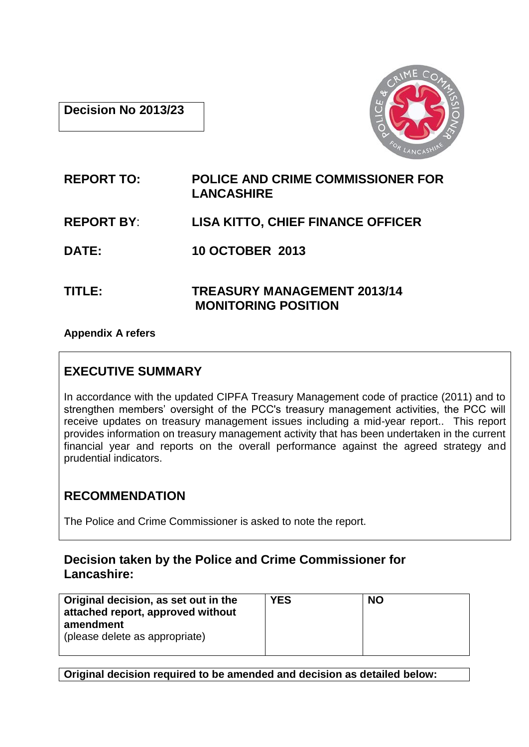**Decision No 2013/23**

| | |
|---|---|
| **REPORT TO:** | **POLICE AND CRIME COMMISSIONER FOR LANCASHIRE** |
| **REPORT BY**: | **LISA KITTO, CHIEF FINANCE OFFICER** |
| **DATE:** | **10 OCTOBER 2013** |
| **TITLE:** | **TREASURY MANAGEMENT 2013/14 MONITORING POSITION** |

**Appendix A refers**

## EXECUTIVE SUMMARY

In accordance with the updated CIPFA Treasury Management code of practice (2011) and to strengthen members' oversight of the PCC's treasury management activities, the PCC will receive updates on treasury management issues including a mid-year report.. This report provides information on treasury management activity that has been undertaken in the current financial year and reports on the overall performance against the agreed strategy and prudential indicators.

## RECOMMENDATION

The Police and Crime Commissioner is asked to note the report.

## Decision taken by the Police and Crime Commissioner for Lancashire:

| **Original decision, as set out in the attached report, approved without amendment** (please delete as appropriate) | **YES** | **NO** |
|---|---|---|

**Original decision required to be amended and decision as detailed below:**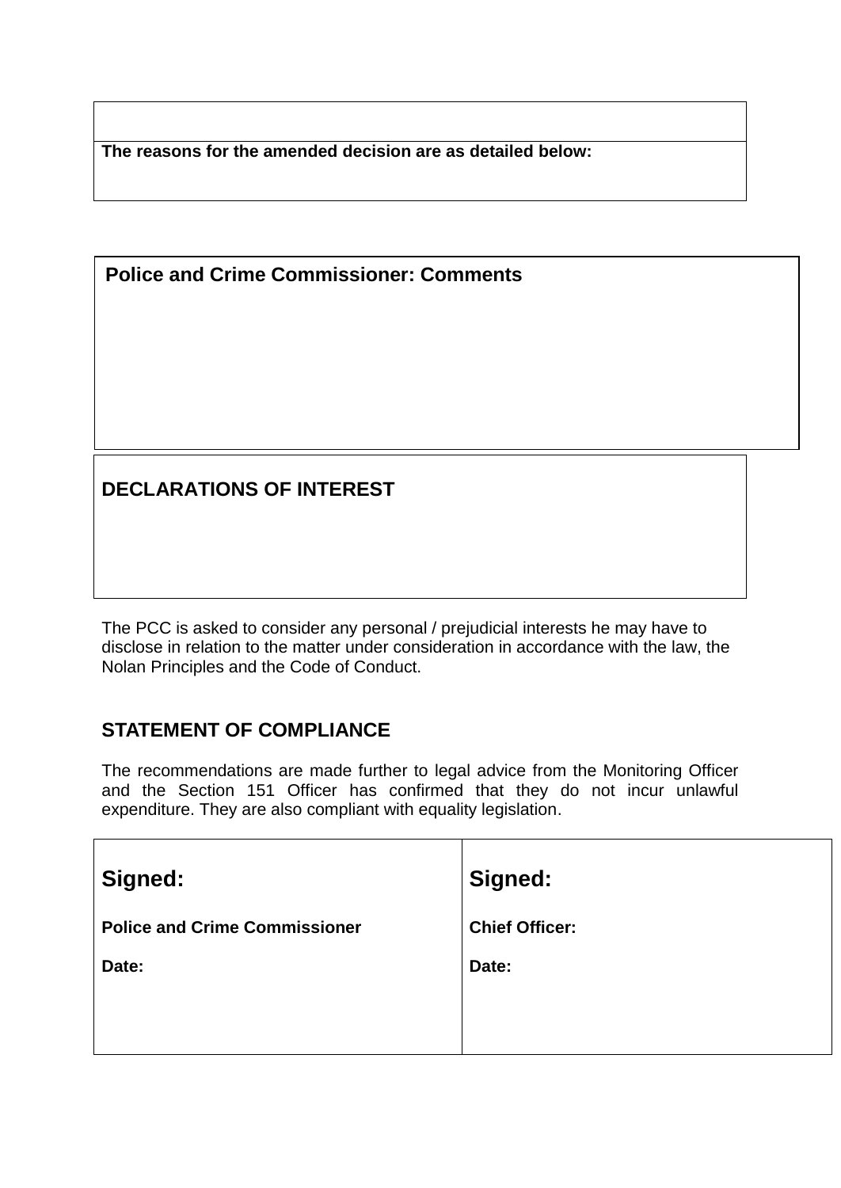**The reasons for the amended decision are as detailed below:**

**Police and Crime Commissioner: Comments**

**DECLARATIONS OF INTEREST**

The PCC is asked to consider any personal / prejudicial interests he may have to disclose in relation to the matter under consideration in accordance with the law, the Nolan Principles and the Code of Conduct.

**STATEMENT OF COMPLIANCE**

The recommendations are made further to legal advice from the Monitoring Officer and the Section 151 Officer has confirmed that they do not incur unlawful expenditure. They are also compliant with equality legislation.

| **Signed:**<br><br>**Police and Crime Commissioner**<br><br>**Date:** | **Signed:**<br><br>**Chief Officer:**<br><br>**Date:** |
|---|---|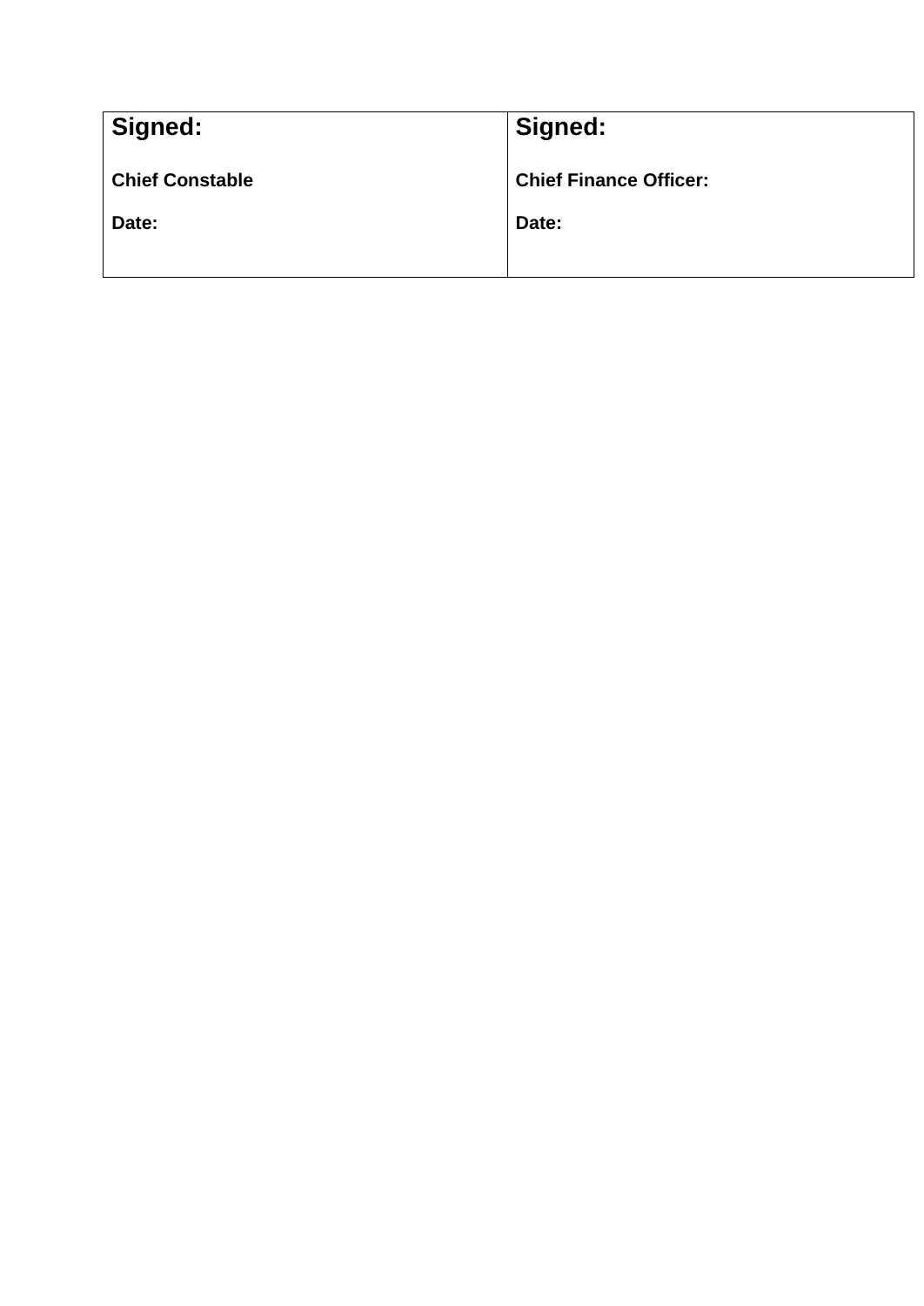| **Signed:**<br><br>**Chief Constable**<br><br>**Date:** | **Signed:**<br><br>**Chief Finance Officer:**<br><br>**Date:** |
|---|---|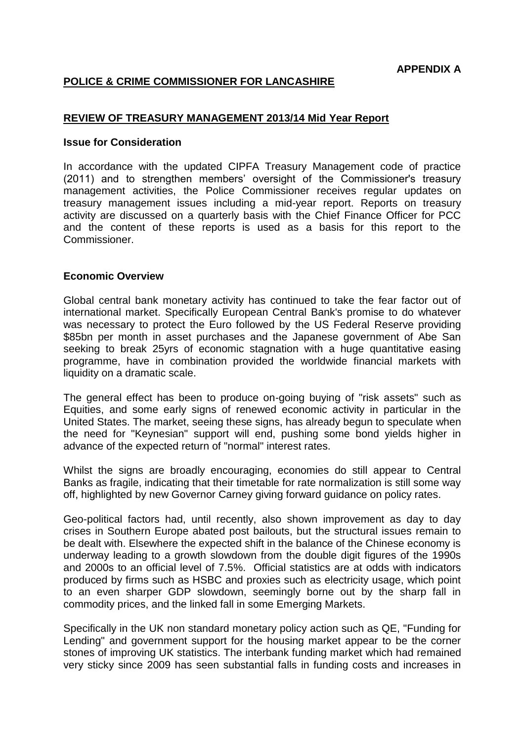**APPENDIX A**

**POLICE & CRIME COMMISSIONER FOR LANCASHIRE**

**REVIEW OF TREASURY MANAGEMENT 2013/14 Mid Year Report**

**Issue for Consideration**

In accordance with the updated CIPFA Treasury Management code of practice (2011) and to strengthen members' oversight of the Commissioner's treasury management activities, the Police Commissioner receives regular updates on treasury management issues including a mid-year report. Reports on treasury activity are discussed on a quarterly basis with the Chief Finance Officer for PCC and the content of these reports is used as a basis for this report to the Commissioner.

**Economic Overview**

Global central bank monetary activity has continued to take the fear factor out of international market. Specifically European Central Bank's promise to do whatever was necessary to protect the Euro followed by the US Federal Reserve providing $85bn per month in asset purchases and the Japanese government of Abe San seeking to break 25yrs of economic stagnation with a huge quantitative easing programme, have in combination provided the worldwide financial markets with liquidity on a dramatic scale.

The general effect has been to produce on-going buying of "risk assets" such as Equities, and some early signs of renewed economic activity in particular in the United States. The market, seeing these signs, has already begun to speculate when the need for "Keynesian" support will end, pushing some bond yields higher in advance of the expected return of "normal" interest rates.

Whilst the signs are broadly encouraging, economies do still appear to Central Banks as fragile, indicating that their timetable for rate normalization is still some way off, highlighted by new Governor Carney giving forward guidance on policy rates.

Geo-political factors had, until recently, also shown improvement as day to day crises in Southern Europe abated post bailouts, but the structural issues remain to be dealt with. Elsewhere the expected shift in the balance of the Chinese economy is underway leading to a growth slowdown from the double digit figures of the 1990s and 2000s to an official level of 7.5%. Official statistics are at odds with indicators produced by firms such as HSBC and proxies such as electricity usage, which point to an even sharper GDP slowdown, seemingly borne out by the sharp fall in commodity prices, and the linked fall in some Emerging Markets.

Specifically in the UK non standard monetary policy action such as QE, "Funding for Lending" and government support for the housing market appear to be the corner stones of improving UK statistics. The interbank funding market which had remained very sticky since 2009 has seen substantial falls in funding costs and increases in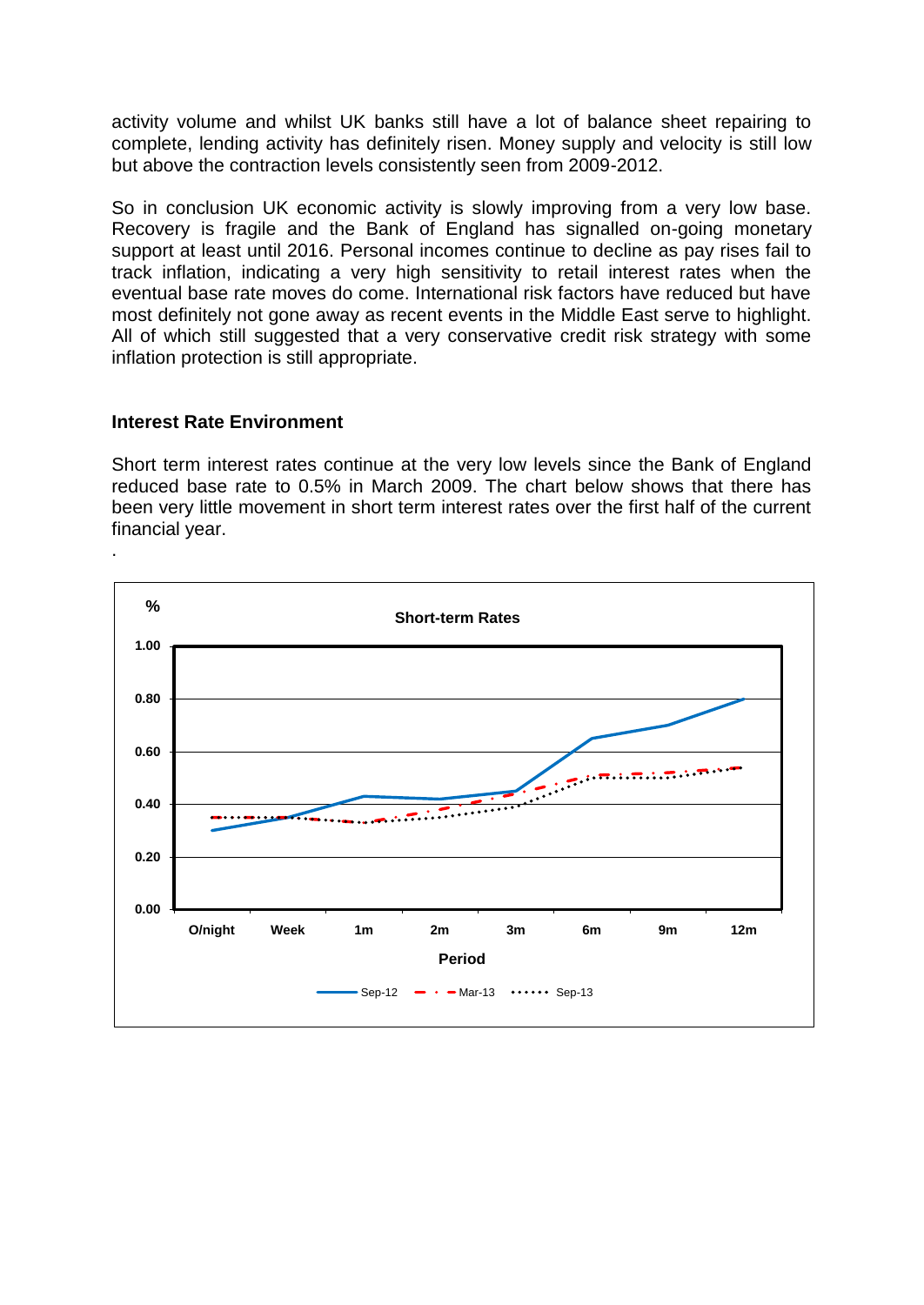activity volume and whilst UK banks still have a lot of balance sheet repairing to complete, lending activity has definitely risen. Money supply and velocity is still low but above the contraction levels consistently seen from 2009-2012.

So in conclusion UK economic activity is slowly improving from a very low base. Recovery is fragile and the Bank of England has signalled on-going monetary support at least until 2016. Personal incomes continue to decline as pay rises fail to track inflation, indicating a very high sensitivity to retail interest rates when the eventual base rate moves do come. International risk factors have reduced but have most definitely not gone away as recent events in the Middle East serve to highlight. All of which still suggested that a very conservative credit risk strategy with some inflation protection is still appropriate.

**Interest Rate Environment**

Short term interest rates continue at the very low levels since the Bank of England reduced base rate to 0.5% in March 2009. The chart below shows that there has been very little movement in short term interest rates over the first half of the current financial year.

.

**Short-term Rates**

%

1.00
0.80
0.60
0.40
0.20
0.00

O/night | Week | 1m | 2m | 3m | 6m | 9m | 12m

Period

Sep-12 | Mar-13 | Sep-13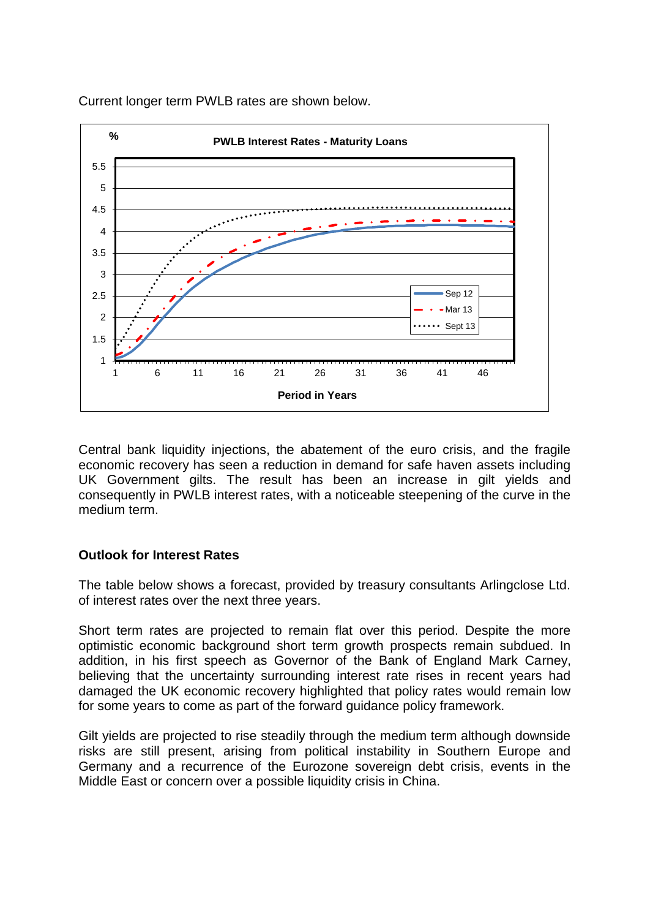Current longer term PWLB rates are shown below.

Central bank liquidity injections, the abatement of the euro crisis, and the fragile economic recovery has seen a reduction in demand for safe haven assets including UK Government gilts. The result has been an increase in gilt yields and consequently in PWLB interest rates, with a noticeable steepening of the curve in the medium term.

## Outlook for Interest Rates

The table below shows a forecast, provided by treasury consultants Arlingclose Ltd. of interest rates over the next three years.

Short term rates are projected to remain flat over this period. Despite the more optimistic economic background short term growth prospects remain subdued. In addition, in his first speech as Governor of the Bank of England Mark Carney, believing that the uncertainty surrounding interest rate rises in recent years had damaged the UK economic recovery highlighted that policy rates would remain low for some years to come as part of the forward guidance policy framework.

Gilt yields are projected to rise steadily through the medium term although downside risks are still present, arising from political instability in Southern Europe and Germany and a recurrence of the Eurozone sovereign debt crisis, events in the Middle East or concern over a possible liquidity crisis in China.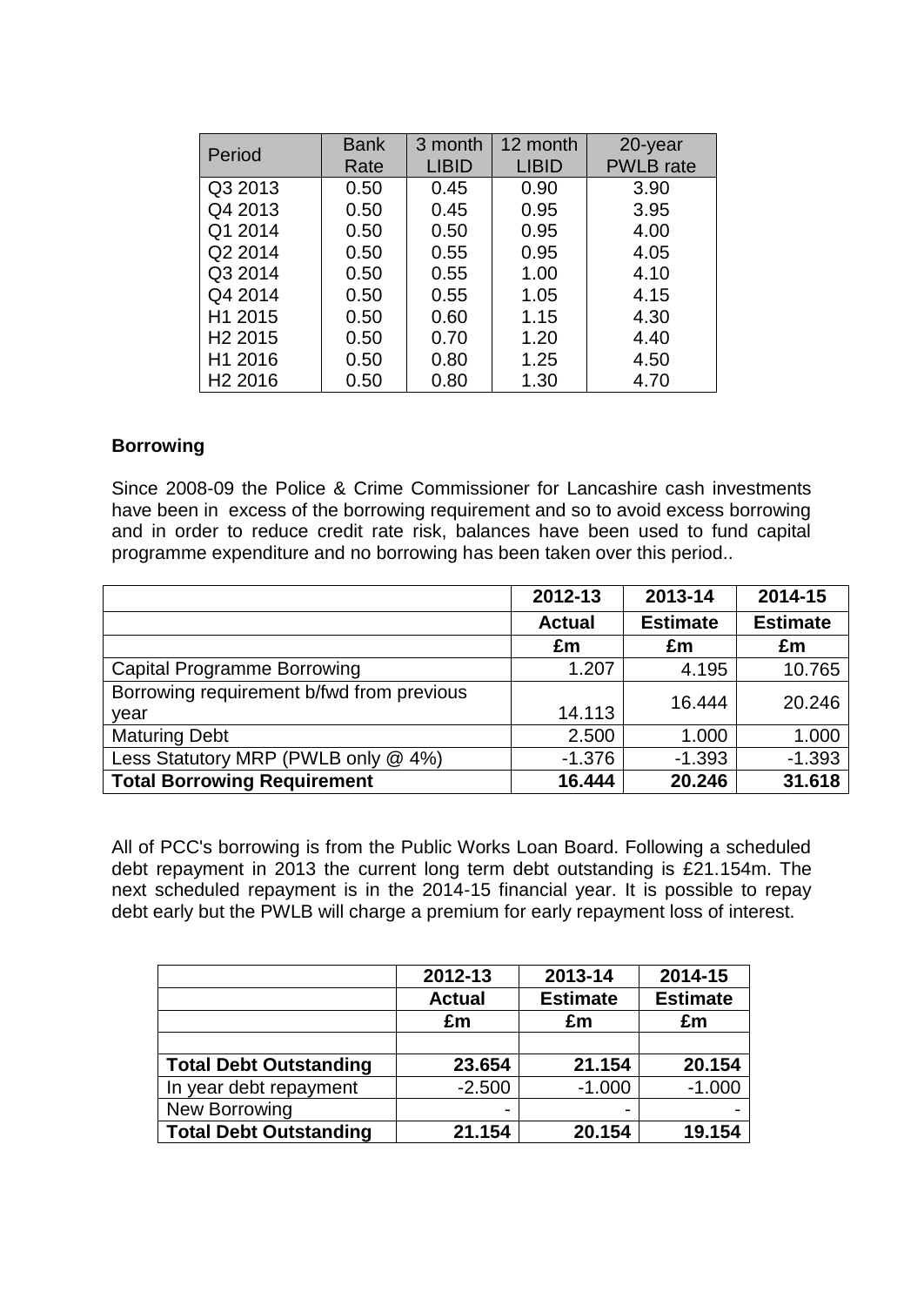| Period | Bank Rate | 3 month LIBID | 12 month LIBID | 20-year PWLB rate |
|---|---|---|---|---|
| Q3 2013 | 0.50 | 0.45 | 0.90 | 3.90 |
| Q4 2013 | 0.50 | 0.45 | 0.95 | 3.95 |
| Q1 2014 | 0.50 | 0.50 | 0.95 | 4.00 |
| Q2 2014 | 0.50 | 0.55 | 0.95 | 4.05 |
| Q3 2014 | 0.50 | 0.55 | 1.00 | 4.10 |
| Q4 2014 | 0.50 | 0.55 | 1.05 | 4.15 |
| H1 2015 | 0.50 | 0.60 | 1.15 | 4.30 |
| H2 2015 | 0.50 | 0.70 | 1.20 | 4.40 |
| H1 2016 | 0.50 | 0.80 | 1.25 | 4.50 |
| H2 2016 | 0.50 | 0.80 | 1.30 | 4.70 |

**Borrowing**

Since 2008-09 the Police & Crime Commissioner for Lancashire cash investments have been in excess of the borrowing requirement and so to avoid excess borrowing and in order to reduce credit rate risk, balances have been used to fund capital programme expenditure and no borrowing has been taken over this period..

| | 2012-13 | 2013-14 | 2014-15 |
|---|---|---|---|
| | **Actual** | **Estimate** | **Estimate** |
| | **£m** | **£m** | **£m** |
| Capital Programme Borrowing | 1.207 | 4.195 | 10.765 |
| Borrowing requirement b/fwd from previous year | 14.113 | 16.444 | 20.246 |
| Maturing Debt | 2.500 | 1.000 | 1.000 |
| Less Statutory MRP (PWLB only @ 4%) | -1.376 | -1.393 | -1.393 |
| **Total Borrowing Requirement** | **16.444** | **20.246** | **31.618** |

All of PCC's borrowing is from the Public Works Loan Board. Following a scheduled debt repayment in 2013 the current long term debt outstanding is £21.154m. The next scheduled repayment is in the 2014-15 financial year. It is possible to repay debt early but the PWLB will charge a premium for early repayment loss of interest.

| | 2012-13 | 2013-14 | 2014-15 |
|---|---|---|---|
| | **Actual** | **Estimate** | **Estimate** |
| | **£m** | **£m** | **£m** |
| | | | |
| **Total Debt Outstanding** | **23.654** | **21.154** | **20.154** |
| In year debt repayment | -2.500 | -1.000 | -1.000 |
| New Borrowing | - | - | - |
| **Total Debt Outstanding** | **21.154** | **20.154** | **19.154** |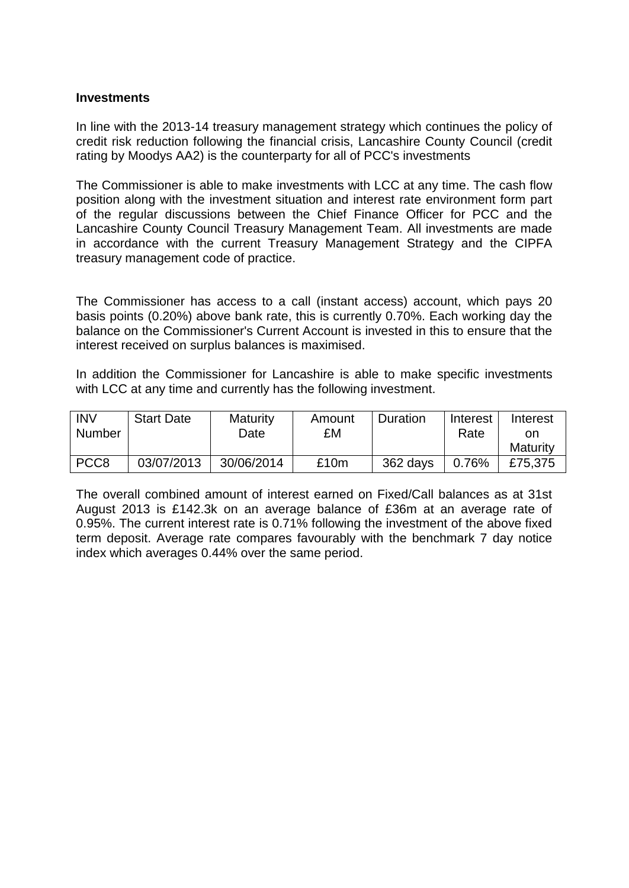**Investments**

In line with the 2013-14 treasury management strategy which continues the policy of credit risk reduction following the financial crisis, Lancashire County Council (credit rating by Moodys AA2) is the counterparty for all of PCC's investments

The Commissioner is able to make investments with LCC at any time. The cash flow position along with the investment situation and interest rate environment form part of the regular discussions between the Chief Finance Officer for PCC and the Lancashire County Council Treasury Management Team. All investments are made in accordance with the current Treasury Management Strategy and the CIPFA treasury management code of practice.

The Commissioner has access to a call (instant access) account, which pays 20 basis points (0.20%) above bank rate, this is currently 0.70%. Each working day the balance on the Commissioner's Current Account is invested in this to ensure that the interest received on surplus balances is maximised.

In addition the Commissioner for Lancashire is able to make specific investments with LCC at any time and currently has the following investment.

| INV Number | Start Date | Maturity Date | Amount £M | Duration | Interest Rate | Interest on Maturity |
|---|---|---|---|---|---|---|
| PCC8 | 03/07/2013 | 30/06/2014 | £10m | 362 days | 0.76% | £75,375 |

The overall combined amount of interest earned on Fixed/Call balances as at 31st August 2013 is £142.3k on an average balance of £36m at an average rate of 0.95%. The current interest rate is 0.71% following the investment of the above fixed term deposit. Average rate compares favourably with the benchmark 7 day notice index which averages 0.44% over the same period.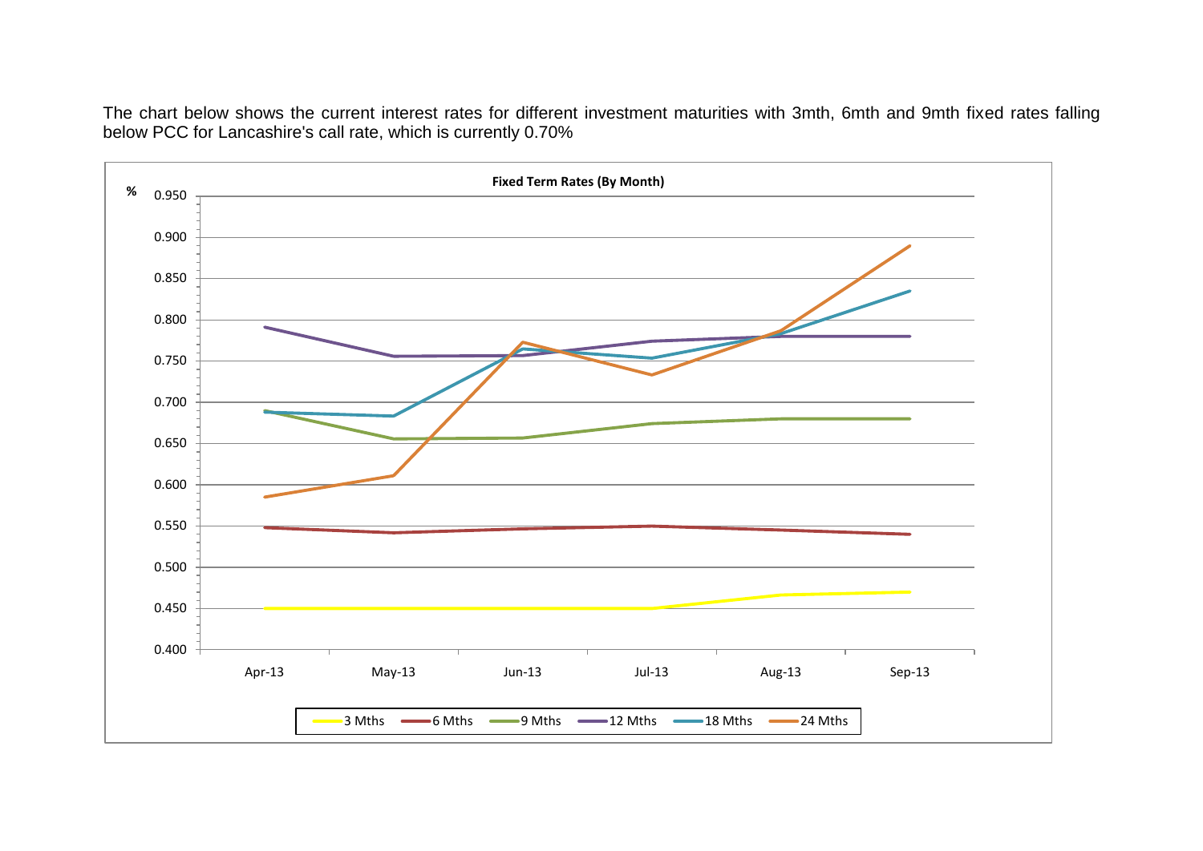The chart below shows the current interest rates for different investment maturities with 3mth, 6mth and 9mth fixed rates falling below PCC for Lancashire's call rate, which is currently 0.70%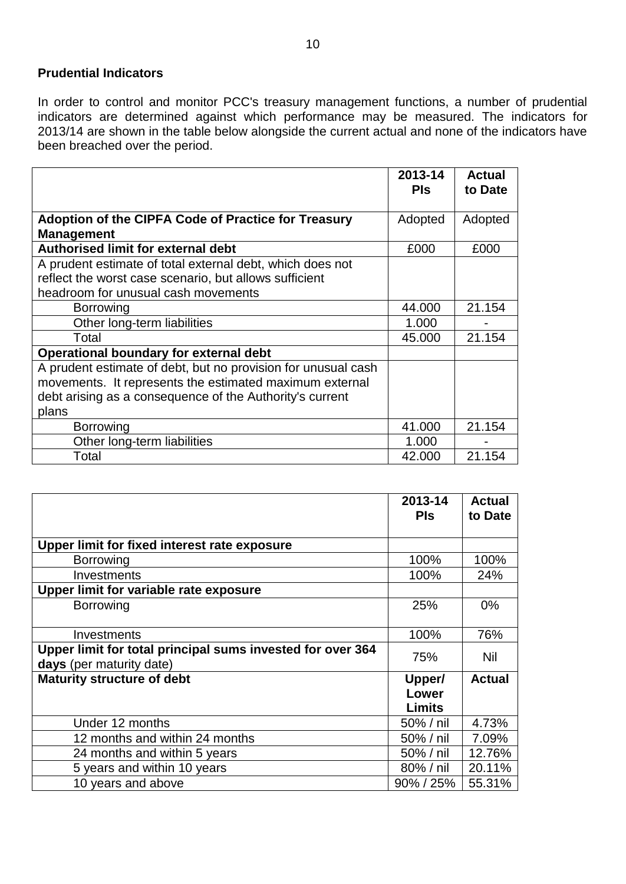**Prudential Indicators**

In order to control and monitor PCC's treasury management functions, a number of prudential indicators are determined against which performance may be measured. The indicators for 2013/14 are shown in the table below alongside the current actual and none of the indicators have been breached over the period.

| | 2013-14 PIs | Actual to Date |
|---|---|---|
| **Adoption of the CIPFA Code of Practice for Treasury Management** | Adopted | Adopted |
| **Authorised limit for external debt** | £000 | £000 |
| A prudent estimate of total external debt, which does not reflect the worst case scenario, but allows sufficient headroom for unusual cash movements | | |
| Borrowing | 44.000 | 21.154 |
| Other long-term liabilities | 1.000 | - |
| Total | 45.000 | 21.154 |
| **Operational boundary for external debt** | | |
| A prudent estimate of debt, but no provision for unusual cash movements. It represents the estimated maximum external debt arising as a consequence of the Authority's current plans | | |
| Borrowing | 41.000 | 21.154 |
| Other long-term liabilities | 1.000 | - |
| Total | 42.000 | 21.154 |

| | 2013-14 PIs | Actual to Date |
|---|---|---|
| **Upper limit for fixed interest rate exposure** | | |
| Borrowing | 100% | 100% |
| Investments | 100% | 24% |
| **Upper limit for variable rate exposure** | | |
| Borrowing | 25% | 0% |
| Investments | 100% | 76% |
| **Upper limit for total principal sums invested for over 364 days** (per maturity date) | 75% | Nil |
| **Maturity structure of debt** | **Upper/ Lower Limits** | **Actual** |
| Under 12 months | 50% / nil | 4.73% |
| 12 months and within 24 months | 50% / nil | 7.09% |
| 24 months and within 5 years | 50% / nil | 12.76% |
| 5 years and within 10 years | 80% / nil | 20.11% |
| 10 years and above | 90% / 25% | 55.31% |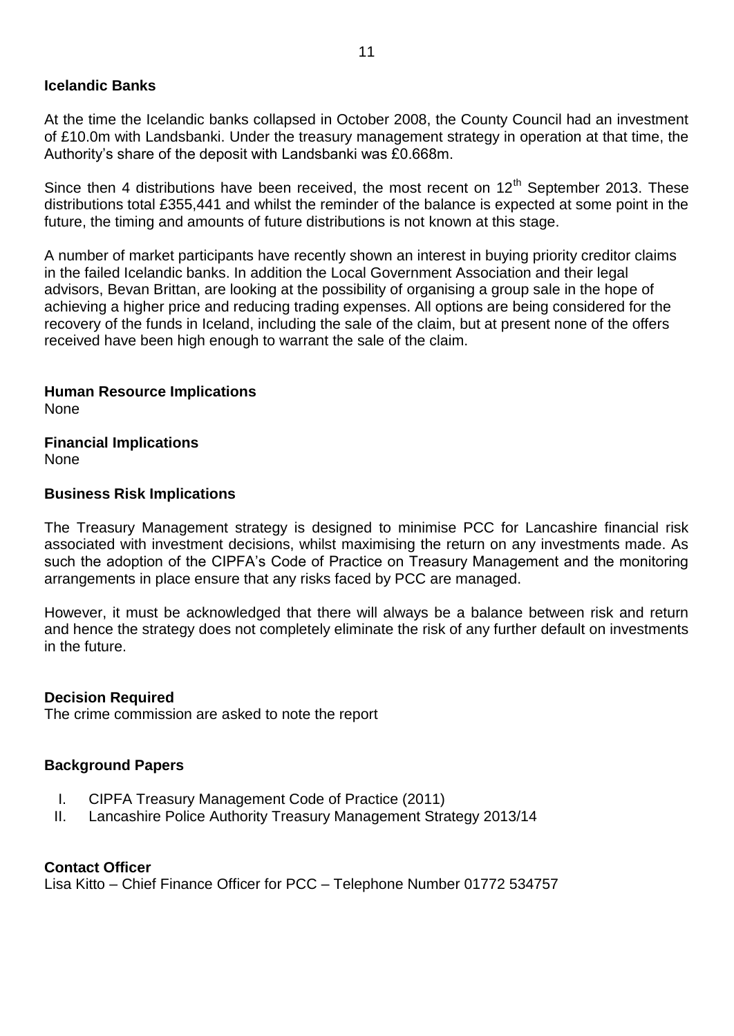**Icelandic Banks**

At the time the Icelandic banks collapsed in October 2008, the County Council had an investment of £10.0m with Landsbanki. Under the treasury management strategy in operation at that time, the Authority's share of the deposit with Landsbanki was £0.668m.

Since then 4 distributions have been received, the most recent on 12th September 2013. These distributions total £355,441 and whilst the reminder of the balance is expected at some point in the future, the timing and amounts of future distributions is not known at this stage.

A number of market participants have recently shown an interest in buying priority creditor claims in the failed Icelandic banks. In addition the Local Government Association and their legal advisors, Bevan Brittan, are looking at the possibility of organising a group sale in the hope of achieving a higher price and reducing trading expenses. All options are being considered for the recovery of the funds in Iceland, including the sale of the claim, but at present none of the offers received have been high enough to warrant the sale of the claim.

**Human Resource Implications**
None

**Financial Implications**
None

**Business Risk Implications**

The Treasury Management strategy is designed to minimise PCC for Lancashire financial risk associated with investment decisions, whilst maximising the return on any investments made. As such the adoption of the CIPFA's Code of Practice on Treasury Management and the monitoring arrangements in place ensure that any risks faced by PCC are managed.

However, it must be acknowledged that there will always be a balance between risk and return and hence the strategy does not completely eliminate the risk of any further default on investments in the future.

**Decision Required**
The crime commission are asked to note the report

**Background Papers**

I. CIPFA Treasury Management Code of Practice (2011)
II. Lancashire Police Authority Treasury Management Strategy 2013/14

**Contact Officer**
Lisa Kitto – Chief Finance Officer for PCC – Telephone Number 01772 534757